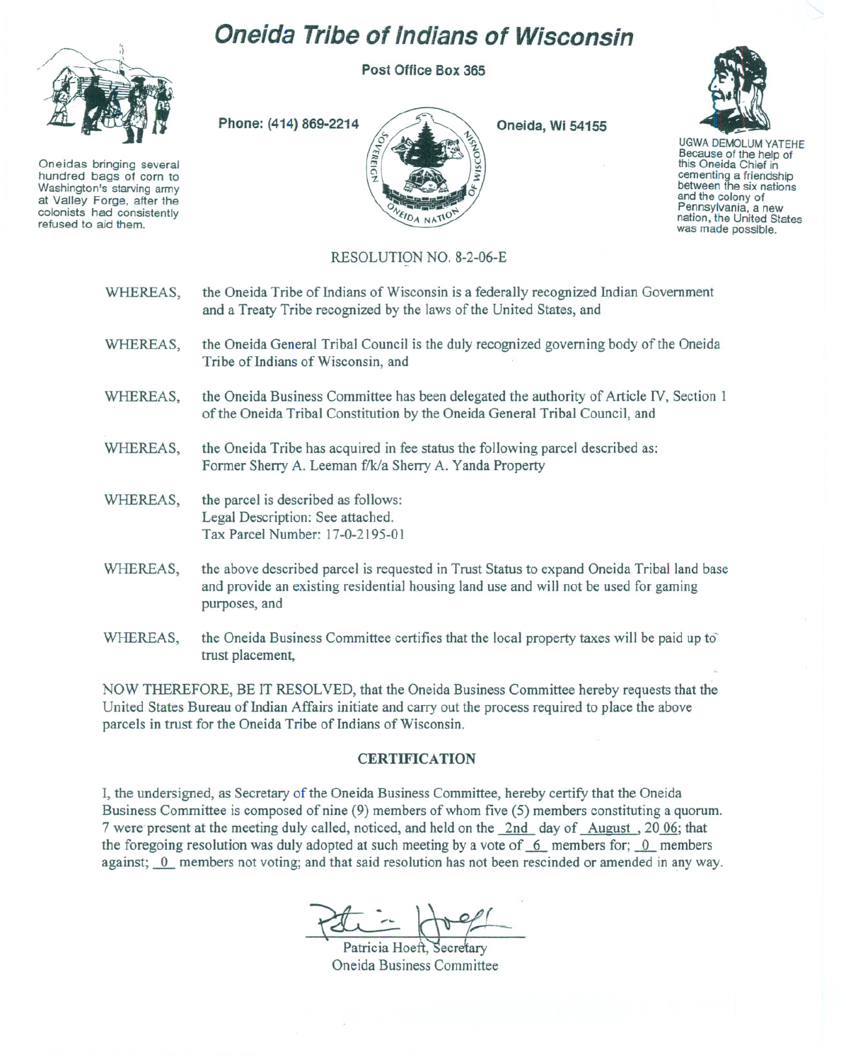# Oneida Tribe of Indians of Wisconsin

**Post Office Box 365**

**Phone: (414) 869-2214** **Oneida, Wi 54155**

Oneidas bringing several hundred bags of corn to Washington's starving army at Valley Forge, after the colonists had consistently refused to aid them.

UGWA DEMOLUM YATEHE
Because of the help of this Oneida Chief in cementing a friendship between the six nations and the colony of Pennsylvania, a new nation, the United States was made possible.

RESOLUTION NO. 8-2-06-E

WHEREAS, the Oneida Tribe of Indians of Wisconsin is a federally recognized Indian Government and a Treaty Tribe recognized by the laws of the United States, and

WHEREAS, the Oneida General Tribal Council is the duly recognized governing body of the Oneida Tribe of Indians of Wisconsin, and

WHEREAS, the Oneida Business Committee has been delegated the authority of Article IV, Section 1 of the Oneida Tribal Constitution by the Oneida General Tribal Council, and

WHEREAS, the Oneida Tribe has acquired in fee status the following parcel described as:
Former Sherry A. Leeman f/k/a Sherry A. Yanda Property

WHEREAS, the parcel is described as follows:
Legal Description: See attached.
Tax Parcel Number: 17-0-2195-01

WHEREAS, the above described parcel is requested in Trust Status to expand Oneida Tribal land base and provide an existing residential housing land use and will not be used for gaming purposes, and

WHEREAS, the Oneida Business Committee certifies that the local property taxes will be paid up to trust placement,

NOW THEREFORE, BE IT RESOLVED, that the Oneida Business Committee hereby requests that the United States Bureau of Indian Affairs initiate and carry out the process required to place the above parcels in trust for the Oneida Tribe of Indians of Wisconsin.

## CERTIFICATION

I, the undersigned, as Secretary of the Oneida Business Committee, hereby certify that the Oneida Business Committee is composed of nine (9) members of whom five (5) members constituting a quorum. 7 were present at the meeting duly called, noticed, and held on the 2nd day of August, 2006; that the foregoing resolution was duly adopted at such meeting by a vote of 6 members for; 0 members against; 0 members not voting; and that said resolution has not been rescinded or amended in any way.

Patricia Hoeft, Secretary
Oneida Business Committee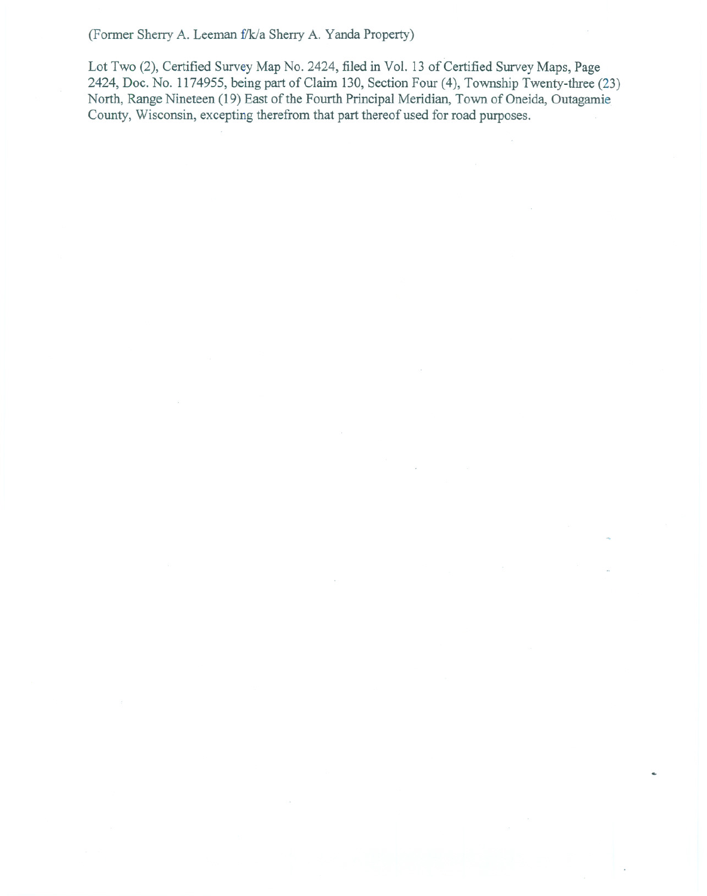(Former Sherry A. Leeman f/k/a Sherry A. Yanda Property)

Lot Two (2), Certified Survey Map No. 2424, filed in Vol. 13 of Certified Survey Maps, Page 2424, Doc. No. 1174955, being part of Claim 130, Section Four (4), Township Twenty-three (23) North, Range Nineteen (19) East of the Fourth Principal Meridian, Town of Oneida, Outagamie County, Wisconsin, excepting therefrom that part thereof used for road purposes.